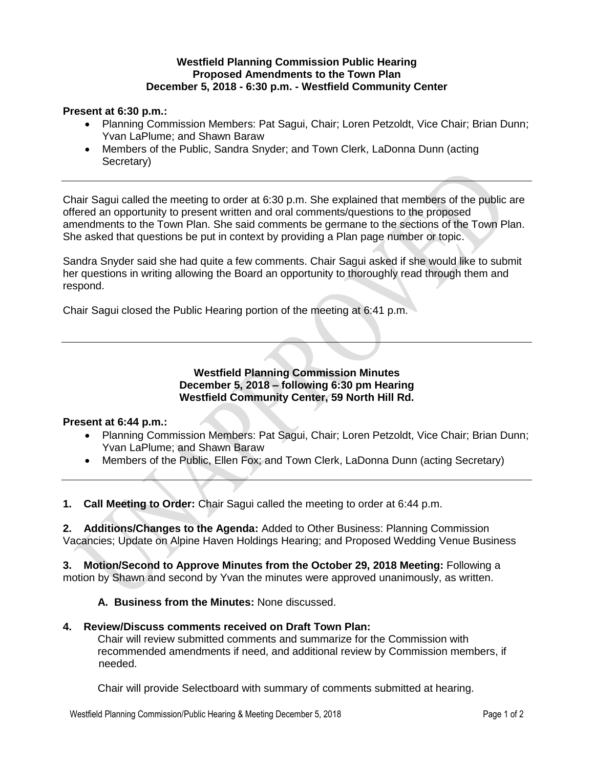**Westfield Planning Commission Public Hearing**
**Proposed Amendments to the Town Plan**
**December 5, 2018 - 6:30 p.m. - Westfield Community Center**

**Present at 6:30 p.m.:**

- Planning Commission Members: Pat Sagui, Chair; Loren Petzoldt, Vice Chair; Brian Dunn; Yvan LaPlume; and Shawn Baraw
- Members of the Public, Sandra Snyder; and Town Clerk, LaDonna Dunn (acting Secretary)

---

Chair Sagui called the meeting to order at 6:30 p.m. She explained that members of the public are offered an opportunity to present written and oral comments/questions to the proposed amendments to the Town Plan. She said comments be germane to the sections of the Town Plan. She asked that questions be put in context by providing a Plan page number or topic.

Sandra Snyder said she had quite a few comments. Chair Sagui asked if she would like to submit her questions in writing allowing the Board an opportunity to thoroughly read through them and respond.

Chair Sagui closed the Public Hearing portion of the meeting at 6:41 p.m.

---

**Westfield Planning Commission Minutes**
**December 5, 2018 – following 6:30 pm Hearing**
**Westfield Community Center, 59 North Hill Rd.**

**Present at 6:44 p.m.:**

- Planning Commission Members: Pat Sagui, Chair; Loren Petzoldt, Vice Chair; Brian Dunn; Yvan LaPlume; and Shawn Baraw
- Members of the Public, Ellen Fox; and Town Clerk, LaDonna Dunn (acting Secretary)

---

**1. Call Meeting to Order:** Chair Sagui called the meeting to order at 6:44 p.m.

**2. Additions/Changes to the Agenda:** Added to Other Business: Planning Commission Vacancies; Update on Alpine Haven Holdings Hearing; and Proposed Wedding Venue Business

**3. Motion/Second to Approve Minutes from the October 29, 2018 Meeting:** Following a motion by Shawn and second by Yvan the minutes were approved unanimously, as written.

**A. Business from the Minutes:** None discussed.

**4. Review/Discuss comments received on Draft Town Plan:**

Chair will review submitted comments and summarize for the Commission with recommended amendments if need, and additional review by Commission members, if needed.

Chair will provide Selectboard with summary of comments submitted at hearing.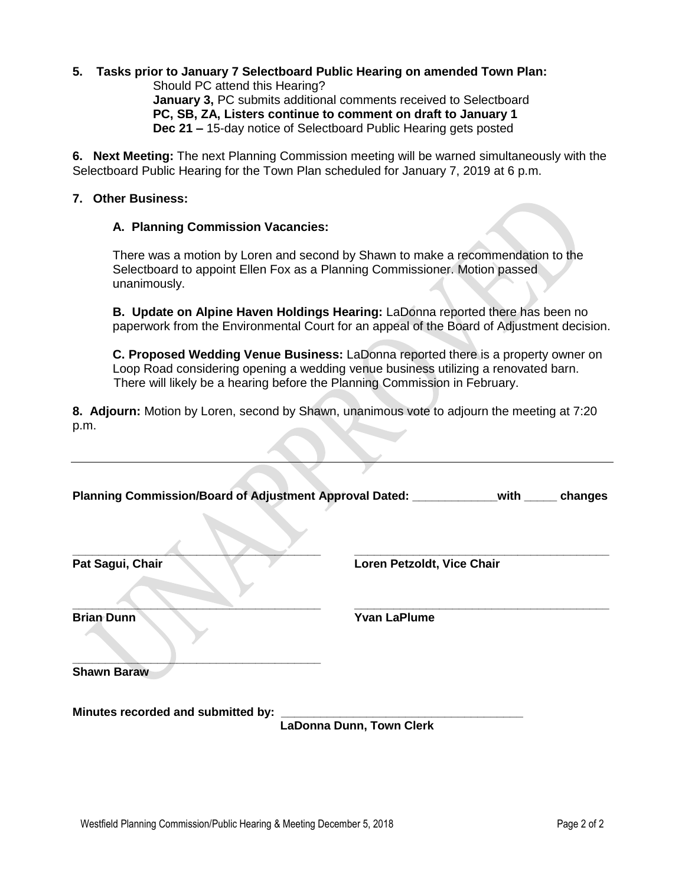**5. Tasks prior to January 7 Selectboard Public Hearing on amended Town Plan:**

Should PC attend this Hearing?
**January 3,** PC submits additional comments received to Selectboard
**PC, SB, ZA, Listers continue to comment on draft to January 1**
**Dec 21 –** 15-day notice of Selectboard Public Hearing gets posted

**6. Next Meeting:** The next Planning Commission meeting will be warned simultaneously with the Selectboard Public Hearing for the Town Plan scheduled for January 7, 2019 at 6 p.m.

**7. Other Business:**

**A. Planning Commission Vacancies:**

There was a motion by Loren and second by Shawn to make a recommendation to the Selectboard to appoint Ellen Fox as a Planning Commissioner. Motion passed unanimously.

**B. Update on Alpine Haven Holdings Hearing:** LaDonna reported there has been no paperwork from the Environmental Court for an appeal of the Board of Adjustment decision.

**C. Proposed Wedding Venue Business:** LaDonna reported there is a property owner on Loop Road considering opening a wedding venue business utilizing a renovated barn. There will likely be a hearing before the Planning Commission in February.

**8. Adjourn:** Motion by Loren, second by Shawn, unanimous vote to adjourn the meeting at 7:20 p.m.

---

**Planning Commission/Board of Adjustment Approval Dated: _____________with _____ changes**

_______________________________________
**Pat Sagui, Chair**

_______________________________________
**Loren Petzoldt, Vice Chair**

_______________________________________
**Brian Dunn**

_______________________________________
**Yvan LaPlume**

_______________________________________
**Shawn Baraw**

**Minutes recorded and submitted by: _____________________________________**
**LaDonna Dunn, Town Clerk**

UNAPPROVED